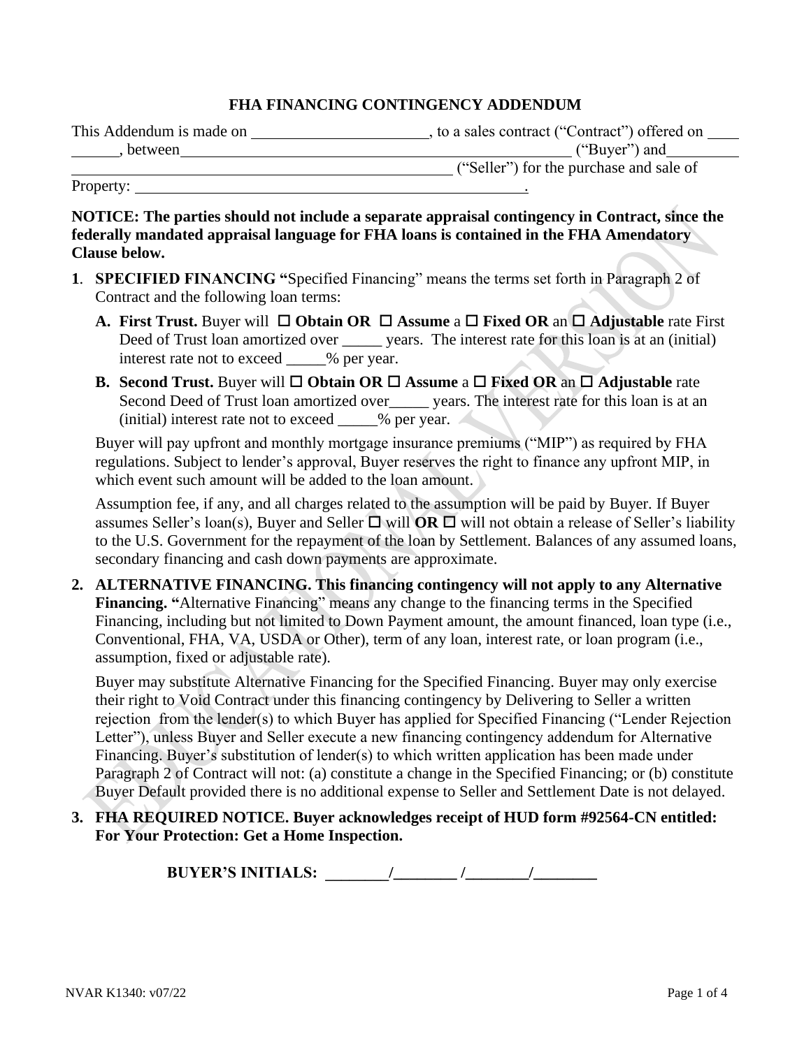# FHA FINANCING CONTINGENCY ADDENDUM

This Addendum is made on ______________________, to a sales contract ("Contract") offered on ____ ______, between __________________________________________________ ("Buyer") and _________ ______________________________________________ ("Seller") for the purchase and sale of Property: ___________________________________________________.

**NOTICE: The parties should not include a separate appraisal contingency in Contract, since the federally mandated appraisal language for FHA loans is contained in the FHA Amendatory Clause below.**

**1. SPECIFIED FINANCING "**Specified Financing" means the terms set forth in Paragraph 2 of Contract and the following loan terms:

**A. First Trust.** Buyer will ☐ **Obtain OR** ☐ **Assume** a ☐ **Fixed OR** an ☐ **Adjustable** rate First Deed of Trust loan amortized over _____ years. The interest rate for this loan is at an (initial) interest rate not to exceed _____% per year.

**B. Second Trust.** Buyer will ☐ **Obtain OR** ☐ **Assume** a ☐ **Fixed OR** an ☐ **Adjustable** rate Second Deed of Trust loan amortized over_____ years. The interest rate for this loan is at an (initial) interest rate not to exceed _____% per year.

Buyer will pay upfront and monthly mortgage insurance premiums ("MIP") as required by FHA regulations. Subject to lender's approval, Buyer reserves the right to finance any upfront MIP, in which event such amount will be added to the loan amount.

Assumption fee, if any, and all charges related to the assumption will be paid by Buyer. If Buyer assumes Seller's loan(s), Buyer and Seller ☐ will **OR** ☐ will not obtain a release of Seller's liability to the U.S. Government for the repayment of the loan by Settlement. Balances of any assumed loans, secondary financing and cash down payments are approximate.

**2. ALTERNATIVE FINANCING. This financing contingency will not apply to any Alternative Financing. "**Alternative Financing" means any change to the financing terms in the Specified Financing, including but not limited to Down Payment amount, the amount financed, loan type (i.e., Conventional, FHA, VA, USDA or Other), term of any loan, interest rate, or loan program (i.e., assumption, fixed or adjustable rate).

Buyer may substitute Alternative Financing for the Specified Financing. Buyer may only exercise their right to Void Contract under this financing contingency by Delivering to Seller a written rejection from the lender(s) to which Buyer has applied for Specified Financing ("Lender Rejection Letter"), unless Buyer and Seller execute a new financing contingency addendum for Alternative Financing. Buyer's substitution of lender(s) to which written application has been made under Paragraph 2 of Contract will not: (a) constitute a change in the Specified Financing; or (b) constitute Buyer Default provided there is no additional expense to Seller and Settlement Date is not delayed.

**3. FHA REQUIRED NOTICE. Buyer acknowledges receipt of HUD form #92564-CN entitled: For Your Protection: Get a Home Inspection.**

**BUYER'S INITIALS: ________/________ /________/________**

NVAR K1340: v07/22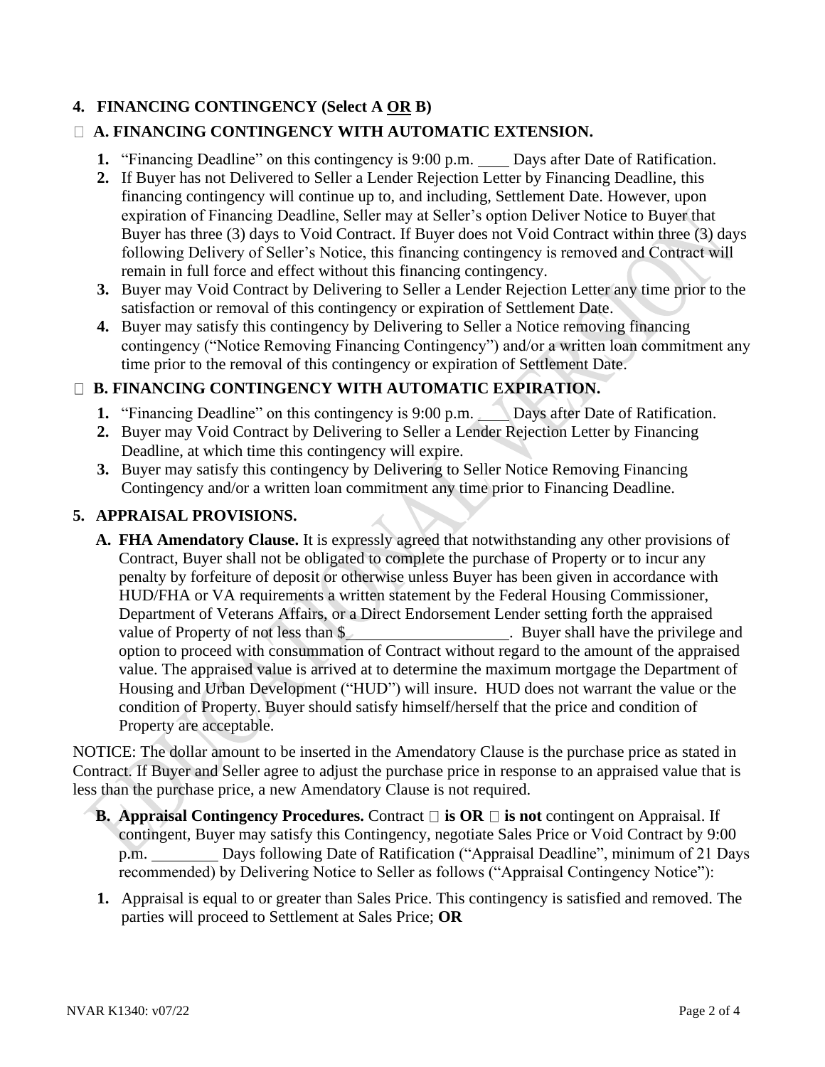## 4. FINANCING CONTINGENCY (Select A OR B)

☐ **A. FINANCING CONTINGENCY WITH AUTOMATIC EXTENSION.**

1. "Financing Deadline" on this contingency is 9:00 p.m. ____ Days after Date of Ratification.
2. If Buyer has not Delivered to Seller a Lender Rejection Letter by Financing Deadline, this financing contingency will continue up to, and including, Settlement Date. However, upon expiration of Financing Deadline, Seller may at Seller's option Deliver Notice to Buyer that Buyer has three (3) days to Void Contract. If Buyer does not Void Contract within three (3) days following Delivery of Seller's Notice, this financing contingency is removed and Contract will remain in full force and effect without this financing contingency.
3. Buyer may Void Contract by Delivering to Seller a Lender Rejection Letter any time prior to the satisfaction or removal of this contingency or expiration of Settlement Date.
4. Buyer may satisfy this contingency by Delivering to Seller a Notice removing financing contingency ("Notice Removing Financing Contingency") and/or a written loan commitment any time prior to the removal of this contingency or expiration of Settlement Date.

☐ **B. FINANCING CONTINGENCY WITH AUTOMATIC EXPIRATION.**

1. "Financing Deadline" on this contingency is 9:00 p.m. ____ Days after Date of Ratification.
2. Buyer may Void Contract by Delivering to Seller a Lender Rejection Letter by Financing Deadline, at which time this contingency will expire.
3. Buyer may satisfy this contingency by Delivering to Seller Notice Removing Financing Contingency and/or a written loan commitment any time prior to Financing Deadline.

## 5. APPRAISAL PROVISIONS.

**A. FHA Amendatory Clause.** It is expressly agreed that notwithstanding any other provisions of Contract, Buyer shall not be obligated to complete the purchase of Property or to incur any penalty by forfeiture of deposit or otherwise unless Buyer has been given in accordance with HUD/FHA or VA requirements a written statement by the Federal Housing Commissioner, Department of Veterans Affairs, or a Direct Endorsement Lender setting forth the appraised value of Property of not less than $____________________. Buyer shall have the privilege and option to proceed with consummation of Contract without regard to the amount of the appraised value. The appraised value is arrived at to determine the maximum mortgage the Department of Housing and Urban Development ("HUD") will insure. HUD does not warrant the value or the condition of Property. Buyer should satisfy himself/herself that the price and condition of Property are acceptable.

NOTICE: The dollar amount to be inserted in the Amendatory Clause is the purchase price as stated in Contract. If Buyer and Seller agree to adjust the purchase price in response to an appraised value that is less than the purchase price, a new Amendatory Clause is not required.

**B. Appraisal Contingency Procedures.** Contract ☐ **is OR** ☐ **is not** contingent on Appraisal. If contingent, Buyer may satisfy this Contingency, negotiate Sales Price or Void Contract by 9:00 p.m. ________ Days following Date of Ratification ("Appraisal Deadline", minimum of 21 Days recommended) by Delivering Notice to Seller as follows ("Appraisal Contingency Notice"):

1. Appraisal is equal to or greater than Sales Price. This contingency is satisfied and removed. The parties will proceed to Settlement at Sales Price; **OR**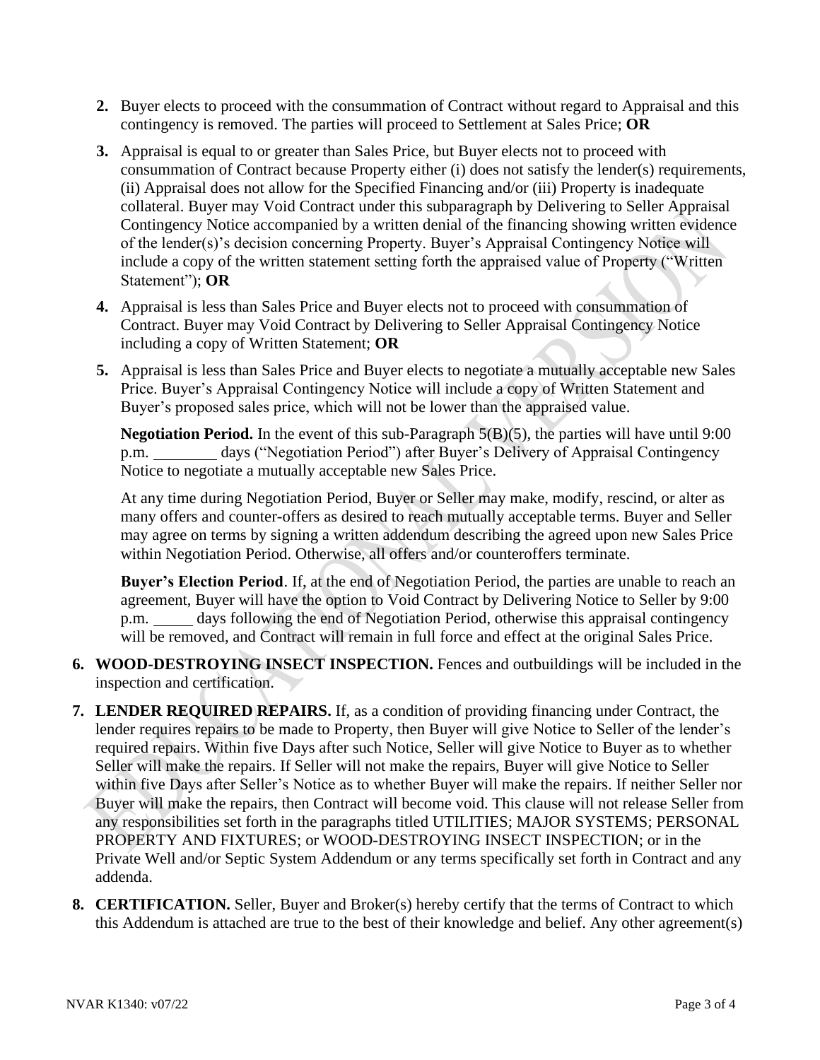2. Buyer elects to proceed with the consummation of Contract without regard to Appraisal and this contingency is removed. The parties will proceed to Settlement at Sales Price; **OR**

3. Appraisal is equal to or greater than Sales Price, but Buyer elects not to proceed with consummation of Contract because Property either (i) does not satisfy the lender(s) requirements, (ii) Appraisal does not allow for the Specified Financing and/or (iii) Property is inadequate collateral. Buyer may Void Contract under this subparagraph by Delivering to Seller Appraisal Contingency Notice accompanied by a written denial of the financing showing written evidence of the lender(s)'s decision concerning Property. Buyer's Appraisal Contingency Notice will include a copy of the written statement setting forth the appraised value of Property ("Written Statement"); **OR**

4. Appraisal is less than Sales Price and Buyer elects not to proceed with consummation of Contract. Buyer may Void Contract by Delivering to Seller Appraisal Contingency Notice including a copy of Written Statement; **OR**

5. Appraisal is less than Sales Price and Buyer elects to negotiate a mutually acceptable new Sales Price. Buyer's Appraisal Contingency Notice will include a copy of Written Statement and Buyer's proposed sales price, which will not be lower than the appraised value.

   **Negotiation Period.** In the event of this sub-Paragraph 5(B)(5), the parties will have until 9:00 p.m. ________ days ("Negotiation Period") after Buyer's Delivery of Appraisal Contingency Notice to negotiate a mutually acceptable new Sales Price.

   At any time during Negotiation Period, Buyer or Seller may make, modify, rescind, or alter as many offers and counter-offers as desired to reach mutually acceptable terms. Buyer and Seller may agree on terms by signing a written addendum describing the agreed upon new Sales Price within Negotiation Period. Otherwise, all offers and/or counteroffers terminate.

   **Buyer's Election Period**. If, at the end of Negotiation Period, the parties are unable to reach an agreement, Buyer will have the option to Void Contract by Delivering Notice to Seller by 9:00 p.m. _____ days following the end of Negotiation Period, otherwise this appraisal contingency will be removed, and Contract will remain in full force and effect at the original Sales Price.

6. **WOOD-DESTROYING INSECT INSPECTION.** Fences and outbuildings will be included in the inspection and certification.

7. **LENDER REQUIRED REPAIRS.** If, as a condition of providing financing under Contract, the lender requires repairs to be made to Property, then Buyer will give Notice to Seller of the lender's required repairs. Within five Days after such Notice, Seller will give Notice to Buyer as to whether Seller will make the repairs. If Seller will not make the repairs, Buyer will give Notice to Seller within five Days after Seller's Notice as to whether Buyer will make the repairs. If neither Seller nor Buyer will make the repairs, then Contract will become void. This clause will not release Seller from any responsibilities set forth in the paragraphs titled UTILITIES; MAJOR SYSTEMS; PERSONAL PROPERTY AND FIXTURES; or WOOD-DESTROYING INSECT INSPECTION; or in the Private Well and/or Septic System Addendum or any terms specifically set forth in Contract and any addenda.

8. **CERTIFICATION.** Seller, Buyer and Broker(s) hereby certify that the terms of Contract to which this Addendum is attached are true to the best of their knowledge and belief. Any other agreement(s)

NVAR K1340: v07/22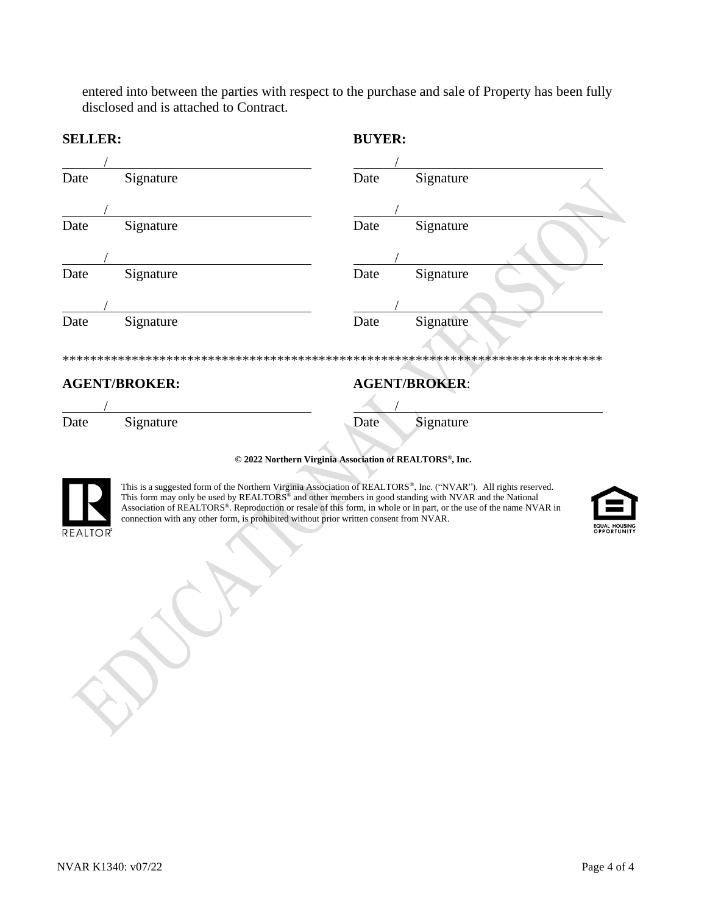entered into between the parties with respect to the purchase and sale of Property has been fully disclosed and is attached to Contract.

| **SELLER:** | | **BUYER:** | |
|---|---|---|---|
| ____/____ | ______________________ | ____/____ | ______________________ |
| Date | Signature | Date | Signature |
| ____/____ | ______________________ | ____/____ | ______________________ |
| Date | Signature | Date | Signature |
| ____/____ | ______________________ | ____/____ | ______________________ |
| Date | Signature | Date | Signature |
| ____/____ | ______________________ | ____/____ | ______________________ |
| Date | Signature | Date | Signature |

******************************************************************************

| **AGENT/BROKER:** | | **AGENT/BROKER**: | |
|---|---|---|---|
| ____/____ | ______________________ | ____/____ | ______________________ |
| Date | Signature | Date | Signature |

**© 2022 Northern Virginia Association of REALTORS®, Inc.**

This is a suggested form of the Northern Virginia Association of REALTORS®, Inc. ("NVAR"). All rights reserved. This form may only be used by REALTORS® and other members in good standing with NVAR and the National Association of REALTORS®. Reproduction or resale of this form, in whole or in part, or the use of the name NVAR in connection with any other form, is prohibited without prior written consent from NVAR.

NVAR K1340: v07/22